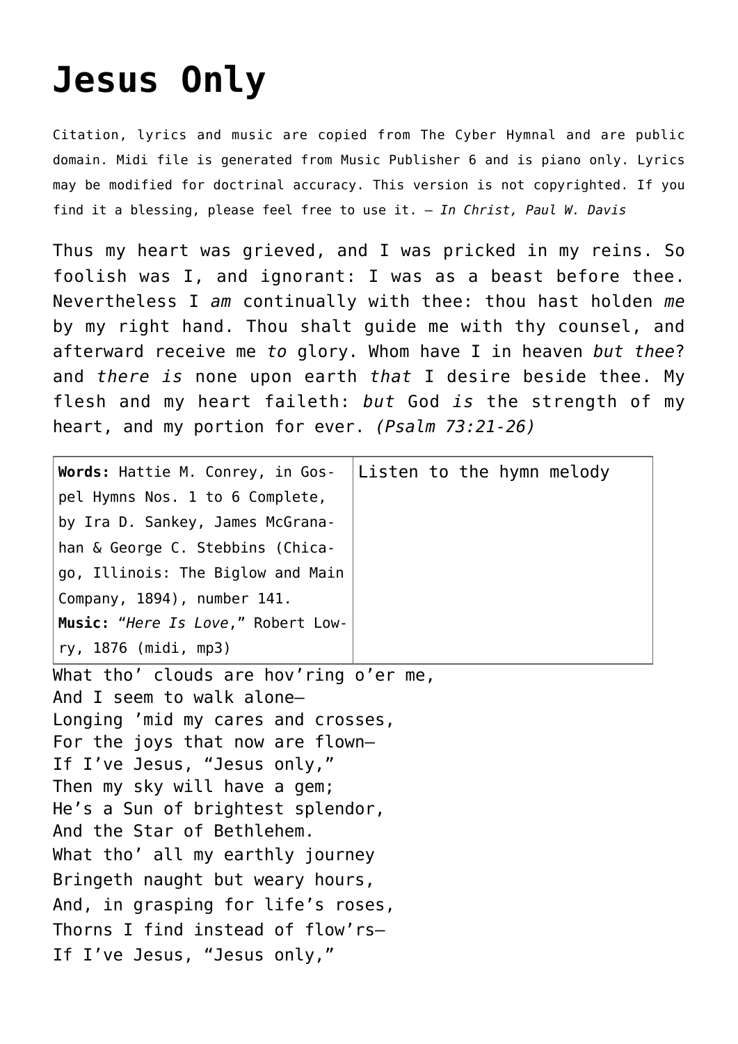# Jesus Only

Citation, lyrics and music are copied from The Cyber Hymnal and are public domain. Midi file is generated from Music Publisher 6 and is piano only. Lyrics may be modified for doctrinal accuracy. This version is not copyrighted. If you find it a blessing, please feel free to use it. – *In Christ, Paul W. Davis*

Thus my heart was grieved, and I was pricked in my reins. So foolish was I, and ignorant: I was as a beast before thee. Nevertheless I *am* continually with thee: thou hast holden *me* by my right hand. Thou shalt guide me with thy counsel, and afterward receive me *to* glory. Whom have I in heaven *but thee*? and *there is* none upon earth *that* I desire beside thee. My flesh and my heart faileth: *but* God *is* the strength of my heart, and my portion for ever. *(Psalm 73:21-26)*

| **Words:** Hattie M. Conrey, in Gospel Hymns Nos. 1 to 6 Complete, by Ira D. Sankey, James McGranahan & George C. Stebbins (Chicago, Illinois: The Biglow and Main Company, 1894), number 141. **Music:** "*Here Is Love*," Robert Lowry, 1876 (midi, mp3) | Listen to the hymn melody |
|---|---|

What tho' clouds are hov'ring o'er me,
And I seem to walk alone—
Longing 'mid my cares and crosses,
For the joys that now are flown—
If I've Jesus, "Jesus only,"
Then my sky will have a gem;
He's a Sun of brightest splendor,
And the Star of Bethlehem.
What tho' all my earthly journey
Bringeth naught but weary hours,
And, in grasping for life's roses,
Thorns I find instead of flow'rs—
If I've Jesus, "Jesus only,"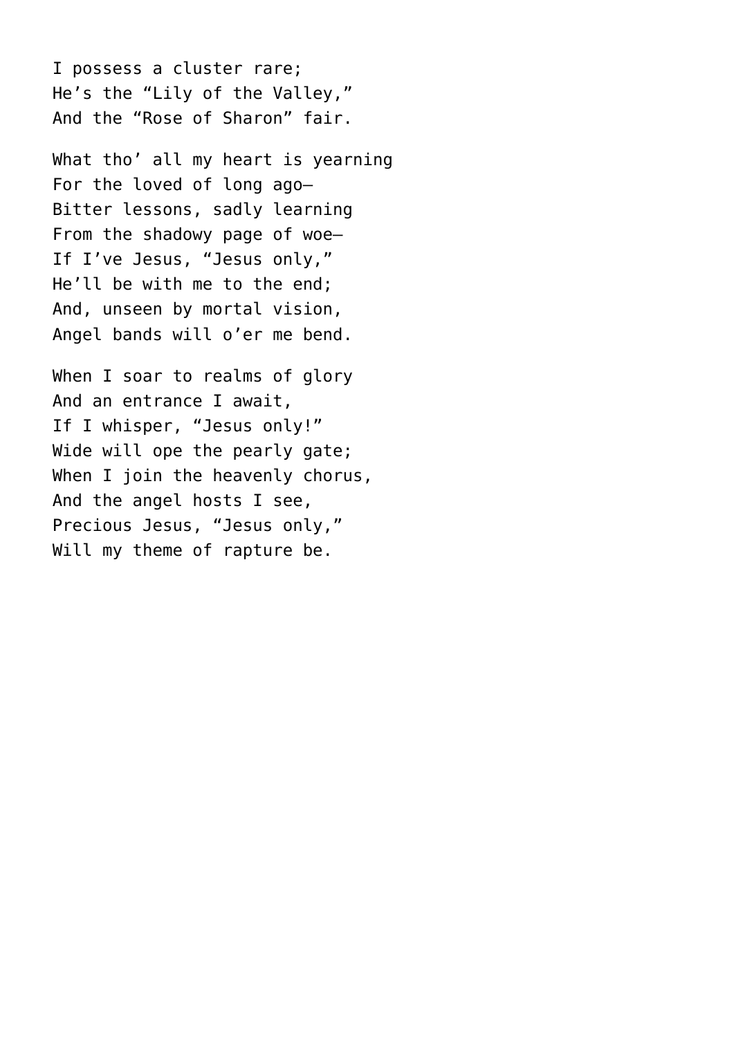I possess a cluster rare;  
He's the "Lily of the Valley,"  
And the "Rose of Sharon" fair.

What tho' all my heart is yearning  
For the loved of long ago—  
Bitter lessons, sadly learning  
From the shadowy page of woe—  
If I've Jesus, "Jesus only,"  
He'll be with me to the end;  
And, unseen by mortal vision,  
Angel bands will o'er me bend.

When I soar to realms of glory  
And an entrance I await,  
If I whisper, "Jesus only!"  
Wide will ope the pearly gate;  
When I join the heavenly chorus,  
And the angel hosts I see,  
Precious Jesus, "Jesus only,"  
Will my theme of rapture be.